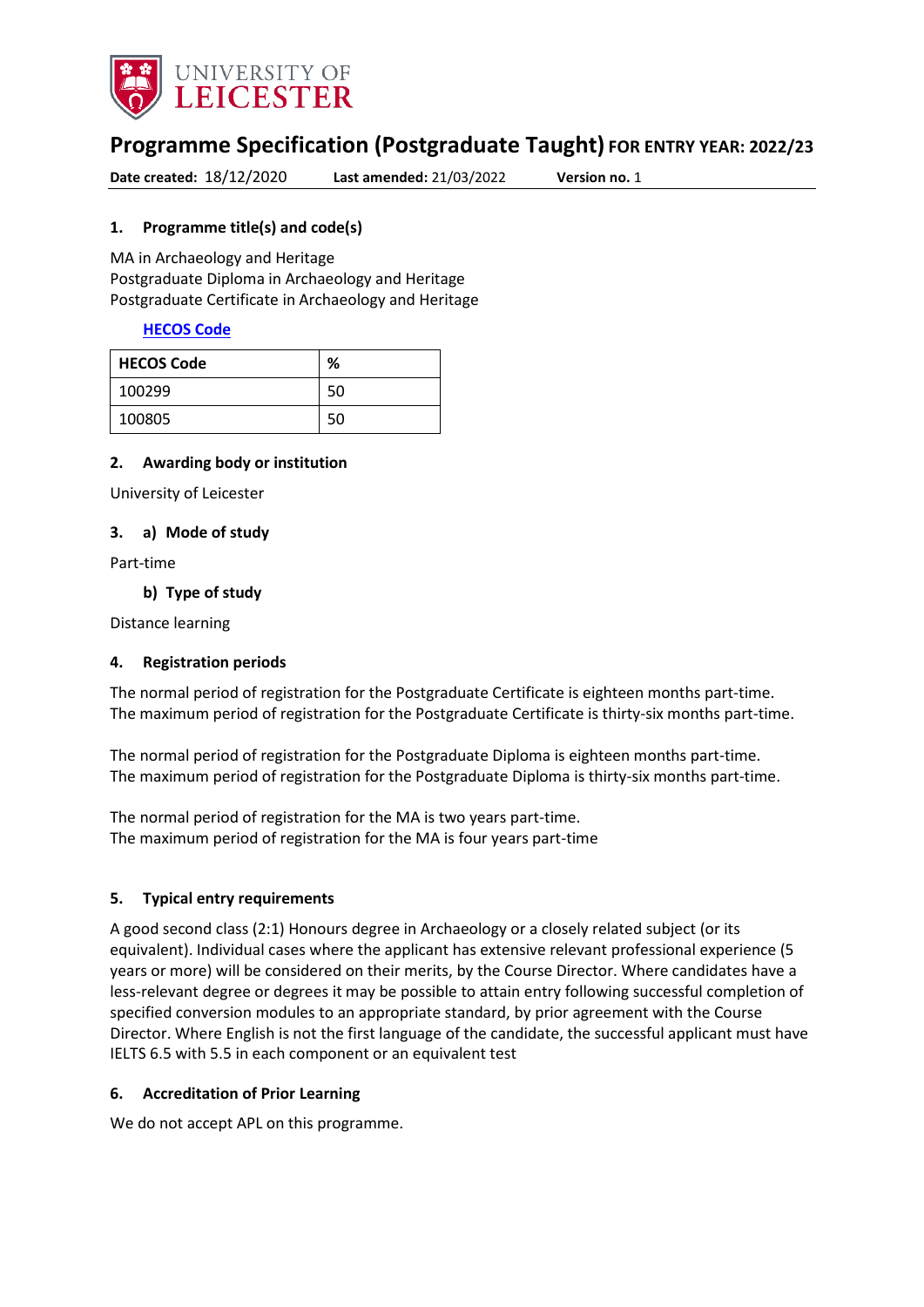# Programme Specification (Postgraduate Taught) FOR ENTRY YEAR: 2022/23

**Date created:** 18/12/2020 **Last amended:** 21/03/2022 **Version no.** 1

## 1. Programme title(s) and code(s)

MA in Archaeology and Heritage
Postgraduate Diploma in Archaeology and Heritage
Postgraduate Certificate in Archaeology and Heritage

**HECOS Code**

| HECOS Code | % |
|---|---|
| 100299 | 50 |
| 100805 | 50 |

## 2. Awarding body or institution

University of Leicester

## 3. a) Mode of study

Part-time

### b) Type of study

Distance learning

## 4. Registration periods

The normal period of registration for the Postgraduate Certificate is eighteen months part-time.
The maximum period of registration for the Postgraduate Certificate is thirty-six months part-time.

The normal period of registration for the Postgraduate Diploma is eighteen months part-time.
The maximum period of registration for the Postgraduate Diploma is thirty-six months part-time.

The normal period of registration for the MA is two years part-time.
The maximum period of registration for the MA is four years part-time

## 5. Typical entry requirements

A good second class (2:1) Honours degree in Archaeology or a closely related subject (or its equivalent). Individual cases where the applicant has extensive relevant professional experience (5 years or more) will be considered on their merits, by the Course Director. Where candidates have a less-relevant degree or degrees it may be possible to attain entry following successful completion of specified conversion modules to an appropriate standard, by prior agreement with the Course Director. Where English is not the first language of the candidate, the successful applicant must have IELTS 6.5 with 5.5 in each component or an equivalent test

## 6. Accreditation of Prior Learning

We do not accept APL on this programme.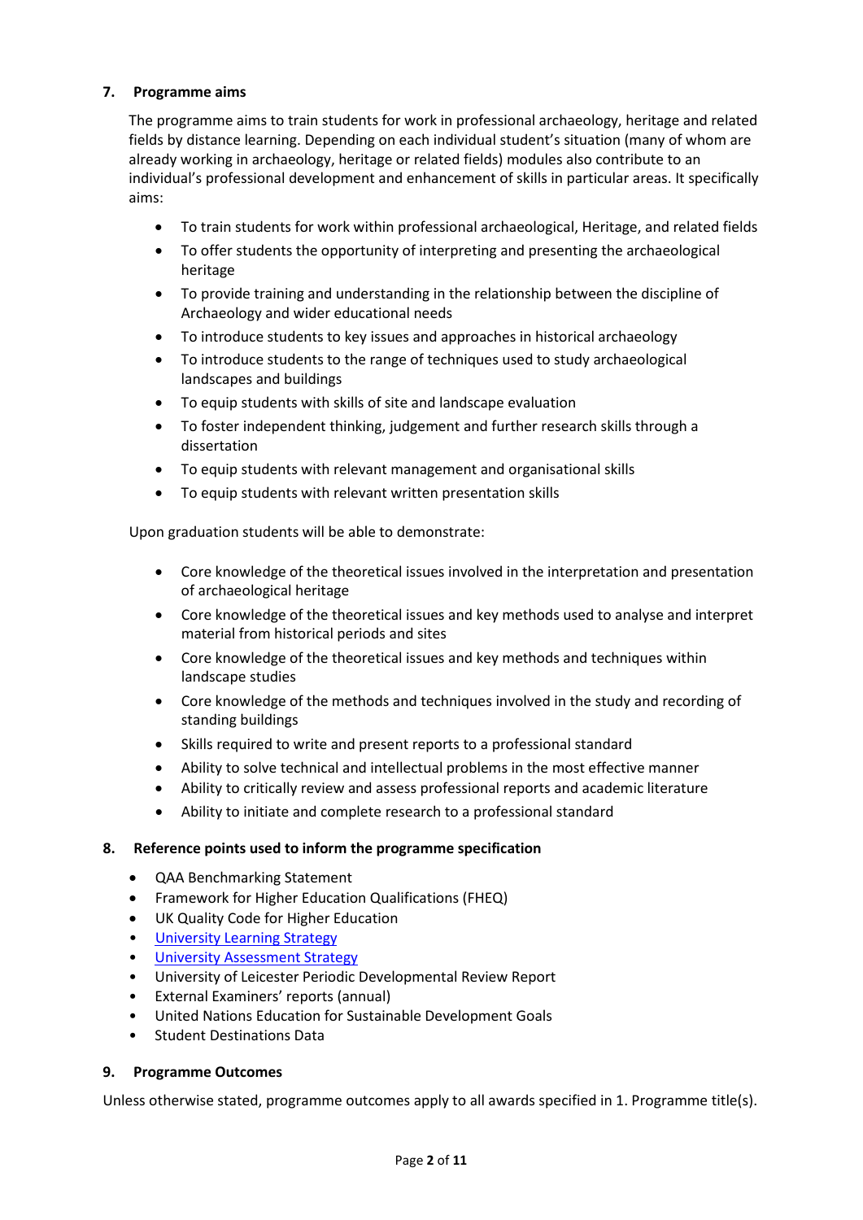## 7. Programme aims

The programme aims to train students for work in professional archaeology, heritage and related fields by distance learning. Depending on each individual student's situation (many of whom are already working in archaeology, heritage or related fields) modules also contribute to an individual's professional development and enhancement of skills in particular areas. It specifically aims:

- To train students for work within professional archaeological, Heritage, and related fields
- To offer students the opportunity of interpreting and presenting the archaeological heritage
- To provide training and understanding in the relationship between the discipline of Archaeology and wider educational needs
- To introduce students to key issues and approaches in historical archaeology
- To introduce students to the range of techniques used to study archaeological landscapes and buildings
- To equip students with skills of site and landscape evaluation
- To foster independent thinking, judgement and further research skills through a dissertation
- To equip students with relevant management and organisational skills
- To equip students with relevant written presentation skills

Upon graduation students will be able to demonstrate:

- Core knowledge of the theoretical issues involved in the interpretation and presentation of archaeological heritage
- Core knowledge of the theoretical issues and key methods used to analyse and interpret material from historical periods and sites
- Core knowledge of the theoretical issues and key methods and techniques within landscape studies
- Core knowledge of the methods and techniques involved in the study and recording of standing buildings
- Skills required to write and present reports to a professional standard
- Ability to solve technical and intellectual problems in the most effective manner
- Ability to critically review and assess professional reports and academic literature
- Ability to initiate and complete research to a professional standard

## 8. Reference points used to inform the programme specification

- QAA Benchmarking Statement
- Framework for Higher Education Qualifications (FHEQ)
- UK Quality Code for Higher Education
- University Learning Strategy
- University Assessment Strategy
- University of Leicester Periodic Developmental Review Report
- External Examiners' reports (annual)
- United Nations Education for Sustainable Development Goals
- Student Destinations Data

## 9. Programme Outcomes

Unless otherwise stated, programme outcomes apply to all awards specified in 1. Programme title(s).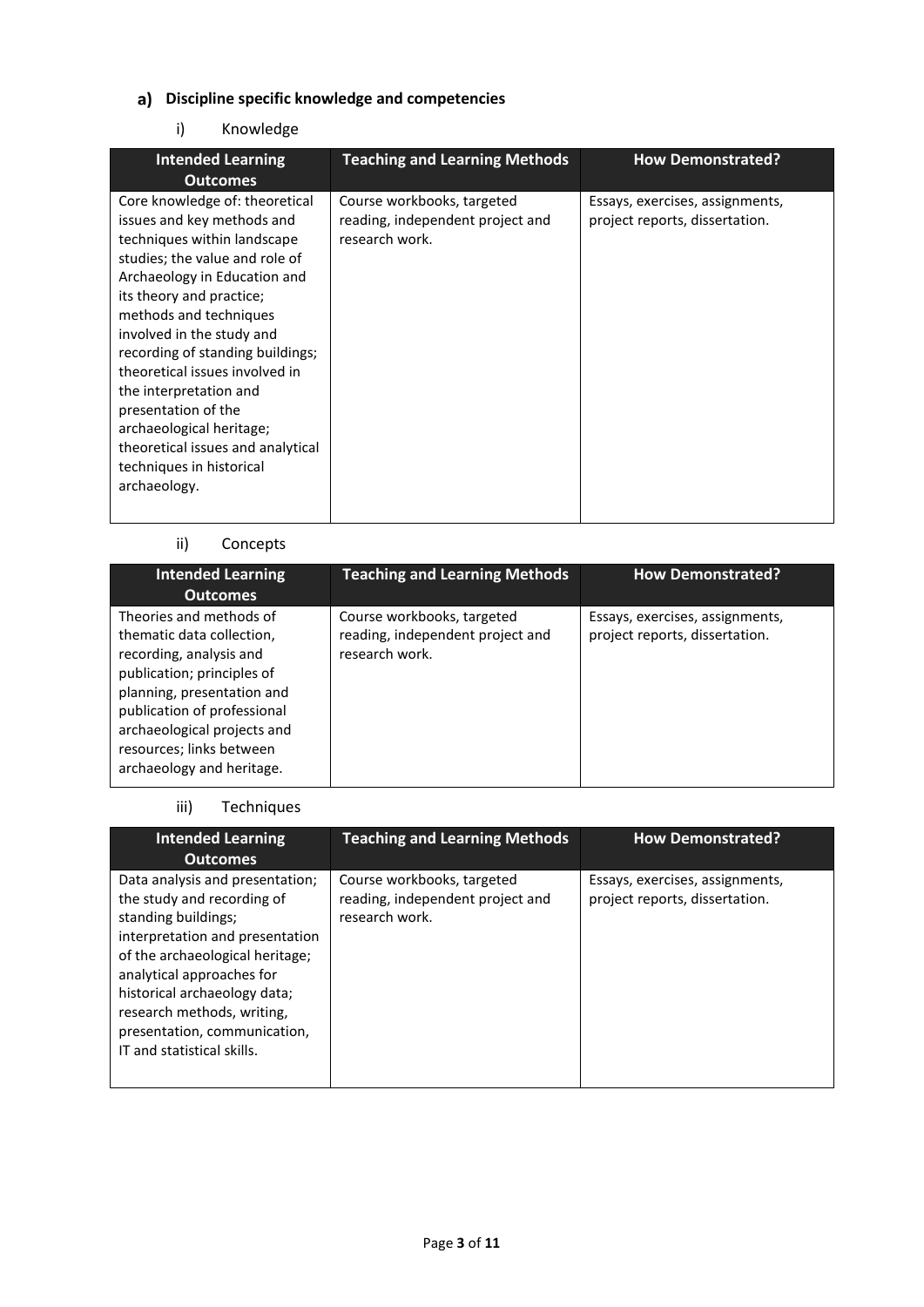## a) Discipline specific knowledge and competencies

### i) Knowledge

| Intended Learning Outcomes | Teaching and Learning Methods | How Demonstrated? |
|---|---|---|
| Core knowledge of: theoretical issues and key methods and techniques within landscape studies; the value and role of Archaeology in Education and its theory and practice; methods and techniques involved in the study and recording of standing buildings; theoretical issues involved in the interpretation and presentation of the archaeological heritage; theoretical issues and analytical techniques in historical archaeology. | Course workbooks, targeted reading, independent project and research work. | Essays, exercises, assignments, project reports, dissertation. |

### ii) Concepts

| Intended Learning Outcomes | Teaching and Learning Methods | How Demonstrated? |
|---|---|---|
| Theories and methods of thematic data collection, recording, analysis and publication; principles of planning, presentation and publication of professional archaeological projects and resources; links between archaeology and heritage. | Course workbooks, targeted reading, independent project and research work. | Essays, exercises, assignments, project reports, dissertation. |

### iii) Techniques

| Intended Learning Outcomes | Teaching and Learning Methods | How Demonstrated? |
|---|---|---|
| Data analysis and presentation; the study and recording of standing buildings; interpretation and presentation of the archaeological heritage; analytical approaches for historical archaeology data; research methods, writing, presentation, communication, IT and statistical skills. | Course workbooks, targeted reading, independent project and research work. | Essays, exercises, assignments, project reports, dissertation. |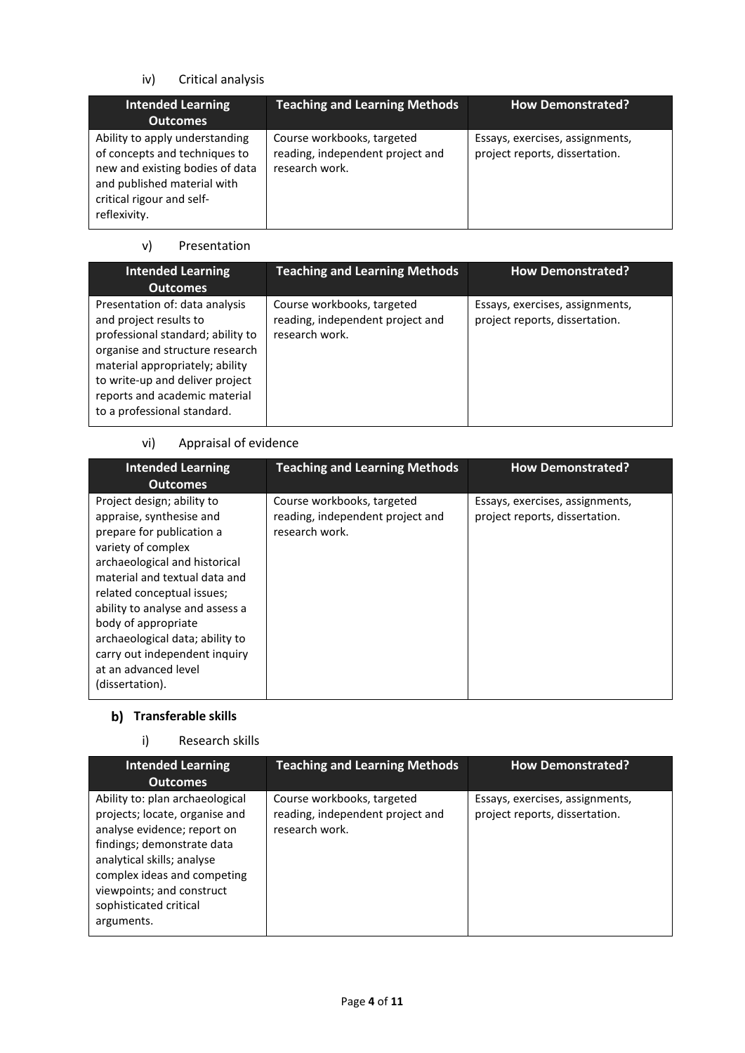iv) Critical analysis

| Intended Learning Outcomes | Teaching and Learning Methods | How Demonstrated? |
|---|---|---|
| Ability to apply understanding of concepts and techniques to new and existing bodies of data and published material with critical rigour and self-reflexivity. | Course workbooks, targeted reading, independent project and research work. | Essays, exercises, assignments, project reports, dissertation. |

v) Presentation

| Intended Learning Outcomes | Teaching and Learning Methods | How Demonstrated? |
|---|---|---|
| Presentation of: data analysis and project results to professional standard; ability to organise and structure research material appropriately; ability to write-up and deliver project reports and academic material to a professional standard. | Course workbooks, targeted reading, independent project and research work. | Essays, exercises, assignments, project reports, dissertation. |

vi) Appraisal of evidence

| Intended Learning Outcomes | Teaching and Learning Methods | How Demonstrated? |
|---|---|---|
| Project design; ability to appraise, synthesise and prepare for publication a variety of complex archaeological and historical material and textual data and related conceptual issues; ability to analyse and assess a body of appropriate archaeological data; ability to carry out independent inquiry at an advanced level (dissertation). | Course workbooks, targeted reading, independent project and research work. | Essays, exercises, assignments, project reports, dissertation. |

### b) Transferable skills

i) Research skills

| Intended Learning Outcomes | Teaching and Learning Methods | How Demonstrated? |
|---|---|---|
| Ability to: plan archaeological projects; locate, organise and analyse evidence; report on findings; demonstrate data analytical skills; analyse complex ideas and competing viewpoints; and construct sophisticated critical arguments. | Course workbooks, targeted reading, independent project and research work. | Essays, exercises, assignments, project reports, dissertation. |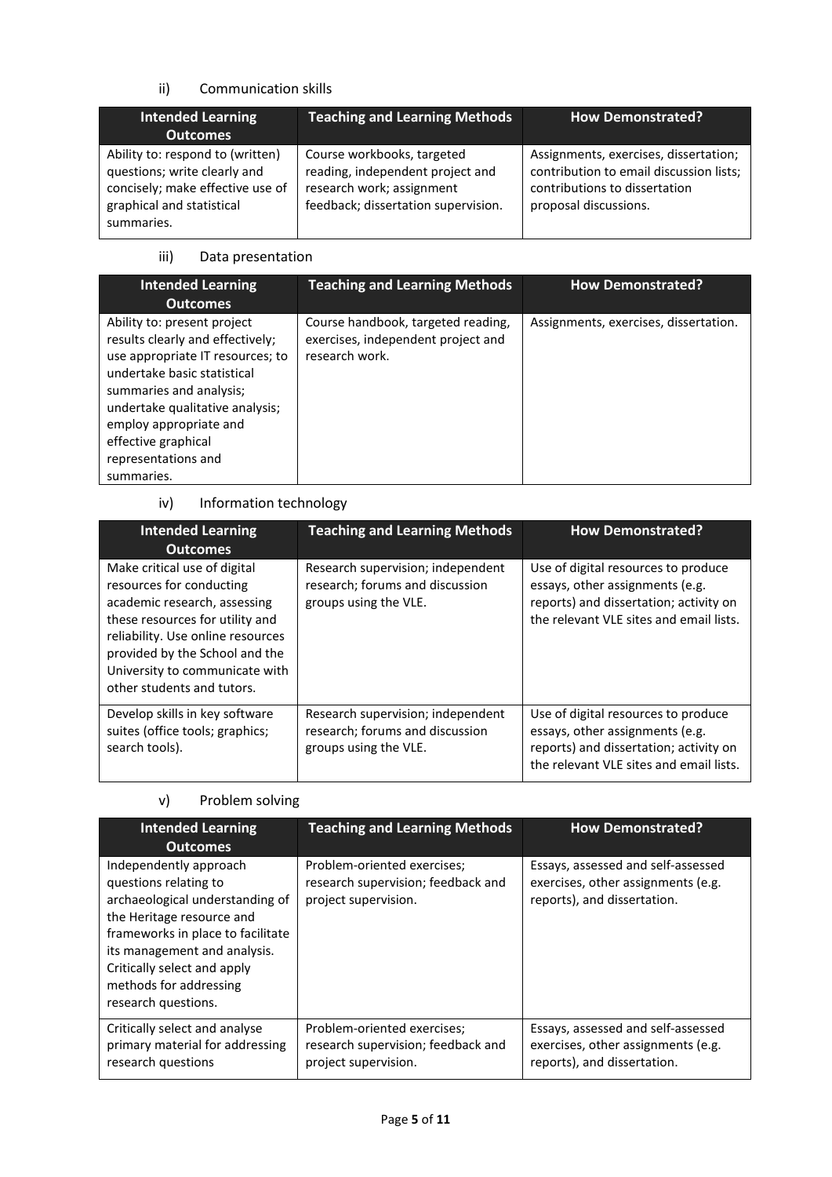ii) Communication skills

| Intended Learning Outcomes | Teaching and Learning Methods | How Demonstrated? |
|---|---|---|
| Ability to: respond to (written) questions; write clearly and concisely; make effective use of graphical and statistical summaries. | Course workbooks, targeted reading, independent project and research work; assignment feedback; dissertation supervision. | Assignments, exercises, dissertation; contribution to email discussion lists; contributions to dissertation proposal discussions. |

iii) Data presentation

| Intended Learning Outcomes | Teaching and Learning Methods | How Demonstrated? |
|---|---|---|
| Ability to: present project results clearly and effectively; use appropriate IT resources; to undertake basic statistical summaries and analysis; undertake qualitative analysis; employ appropriate and effective graphical representations and summaries. | Course handbook, targeted reading, exercises, independent project and research work. | Assignments, exercises, dissertation. |

iv) Information technology

| Intended Learning Outcomes | Teaching and Learning Methods | How Demonstrated? |
|---|---|---|
| Make critical use of digital resources for conducting academic research, assessing these resources for utility and reliability. Use online resources provided by the School and the University to communicate with other students and tutors. | Research supervision; independent research; forums and discussion groups using the VLE. | Use of digital resources to produce essays, other assignments (e.g. reports) and dissertation; activity on the relevant VLE sites and email lists. |
| Develop skills in key software suites (office tools; graphics; search tools). | Research supervision; independent research; forums and discussion groups using the VLE. | Use of digital resources to produce essays, other assignments (e.g. reports) and dissertation; activity on the relevant VLE sites and email lists. |

v) Problem solving

| Intended Learning Outcomes | Teaching and Learning Methods | How Demonstrated? |
|---|---|---|
| Independently approach questions relating to archaeological understanding of the Heritage resource and frameworks in place to facilitate its management and analysis. Critically select and apply methods for addressing research questions. | Problem-oriented exercises; research supervision; feedback and project supervision. | Essays, assessed and self-assessed exercises, other assignments (e.g. reports), and dissertation. |
| Critically select and analyse primary material for addressing research questions | Problem-oriented exercises; research supervision; feedback and project supervision. | Essays, assessed and self-assessed exercises, other assignments (e.g. reports), and dissertation. |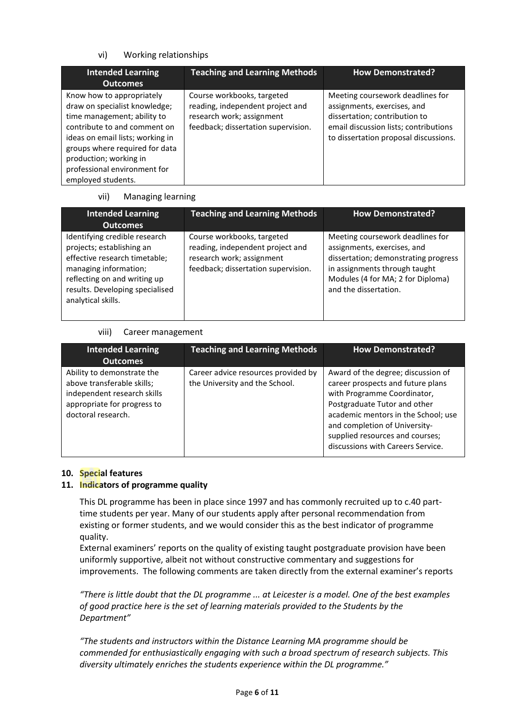vi) Working relationships

| Intended Learning Outcomes | Teaching and Learning Methods | How Demonstrated? |
|---|---|---|
| Know how to appropriately draw on specialist knowledge; time management; ability to contribute to and comment on ideas on email lists; working in groups where required for data production; working in professional environment for employed students. | Course workbooks, targeted reading, independent project and research work; assignment feedback; dissertation supervision. | Meeting coursework deadlines for assignments, exercises, and dissertation; contribution to email discussion lists; contributions to dissertation proposal discussions. |

vii) Managing learning

| Intended Learning Outcomes | Teaching and Learning Methods | How Demonstrated? |
|---|---|---|
| Identifying credible research projects; establishing an effective research timetable; managing information; reflecting on and writing up results. Developing specialised analytical skills. | Course workbooks, targeted reading, independent project and research work; assignment feedback; dissertation supervision. | Meeting coursework deadlines for assignments, exercises, and dissertation; demonstrating progress in assignments through taught Modules (4 for MA; 2 for Diploma) and the dissertation. |

viii) Career management

| Intended Learning Outcomes | Teaching and Learning Methods | How Demonstrated? |
|---|---|---|
| Ability to demonstrate the above transferable skills; independent research skills appropriate for progress to doctoral research. | Career advice resources provided by the University and the School. | Award of the degree; discussion of career prospects and future plans with Programme Coordinator, Postgraduate Tutor and other academic mentors in the School; use and completion of University-supplied resources and courses; discussions with Careers Service. |

**10. Special features**

**11. Indicators of programme quality**

This DL programme has been in place since 1997 and has commonly recruited up to c.40 part-time students per year. Many of our students apply after personal recommendation from existing or former students, and we would consider this as the best indicator of programme quality.

External examiners' reports on the quality of existing taught postgraduate provision have been uniformly supportive, albeit not without constructive commentary and suggestions for improvements. The following comments are taken directly from the external examiner's reports

*"There is little doubt that the DL programme ... at Leicester is a model. One of the best examples of good practice here is the set of learning materials provided to the Students by the Department"*

*"The students and instructors within the Distance Learning MA programme should be commended for enthusiastically engaging with such a broad spectrum of research subjects. This diversity ultimately enriches the students experience within the DL programme."*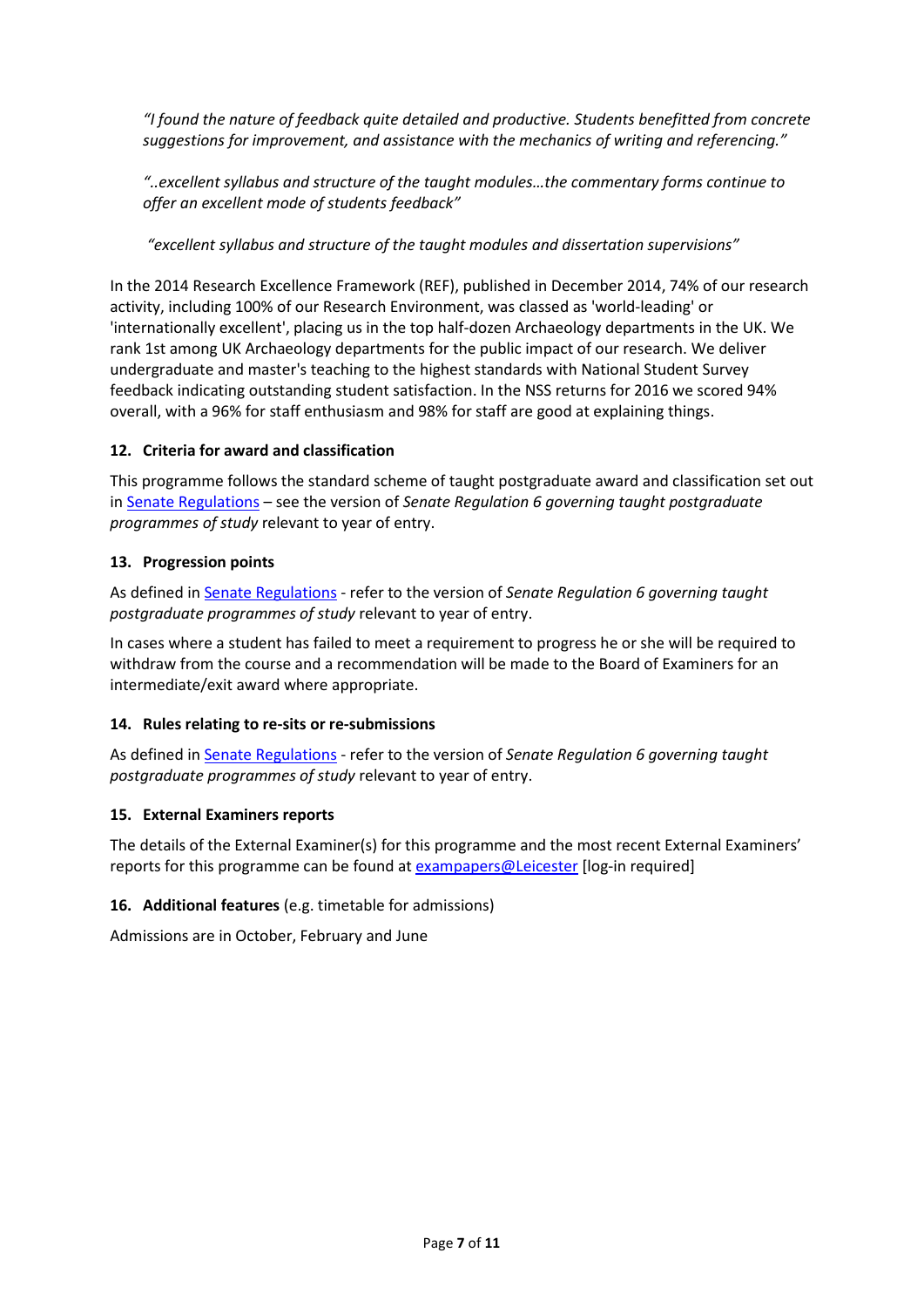*"I found the nature of feedback quite detailed and productive. Students benefitted from concrete suggestions for improvement, and assistance with the mechanics of writing and referencing."*

*"..excellent syllabus and structure of the taught modules…the commentary forms continue to offer an excellent mode of students feedback"*

*"excellent syllabus and structure of the taught modules and dissertation supervisions"*

In the 2014 Research Excellence Framework (REF), published in December 2014, 74% of our research activity, including 100% of our Research Environment, was classed as 'world-leading' or 'internationally excellent', placing us in the top half-dozen Archaeology departments in the UK. We rank 1st among UK Archaeology departments for the public impact of our research. We deliver undergraduate and master's teaching to the highest standards with National Student Survey feedback indicating outstanding student satisfaction. In the NSS returns for 2016 we scored 94% overall, with a 96% for staff enthusiasm and 98% for staff are good at explaining things.

### 12. Criteria for award and classification

This programme follows the standard scheme of taught postgraduate award and classification set out in Senate Regulations – see the version of *Senate Regulation 6 governing taught postgraduate programmes of study* relevant to year of entry.

### 13. Progression points

As defined in Senate Regulations - refer to the version of *Senate Regulation 6 governing taught postgraduate programmes of study* relevant to year of entry.

In cases where a student has failed to meet a requirement to progress he or she will be required to withdraw from the course and a recommendation will be made to the Board of Examiners for an intermediate/exit award where appropriate.

### 14. Rules relating to re-sits or re-submissions

As defined in Senate Regulations - refer to the version of *Senate Regulation 6 governing taught postgraduate programmes of study* relevant to year of entry.

### 15. External Examiners reports

The details of the External Examiner(s) for this programme and the most recent External Examiners' reports for this programme can be found at exampapers@Leicester [log-in required]

### 16. Additional features (e.g. timetable for admissions)

Admissions are in October, February and June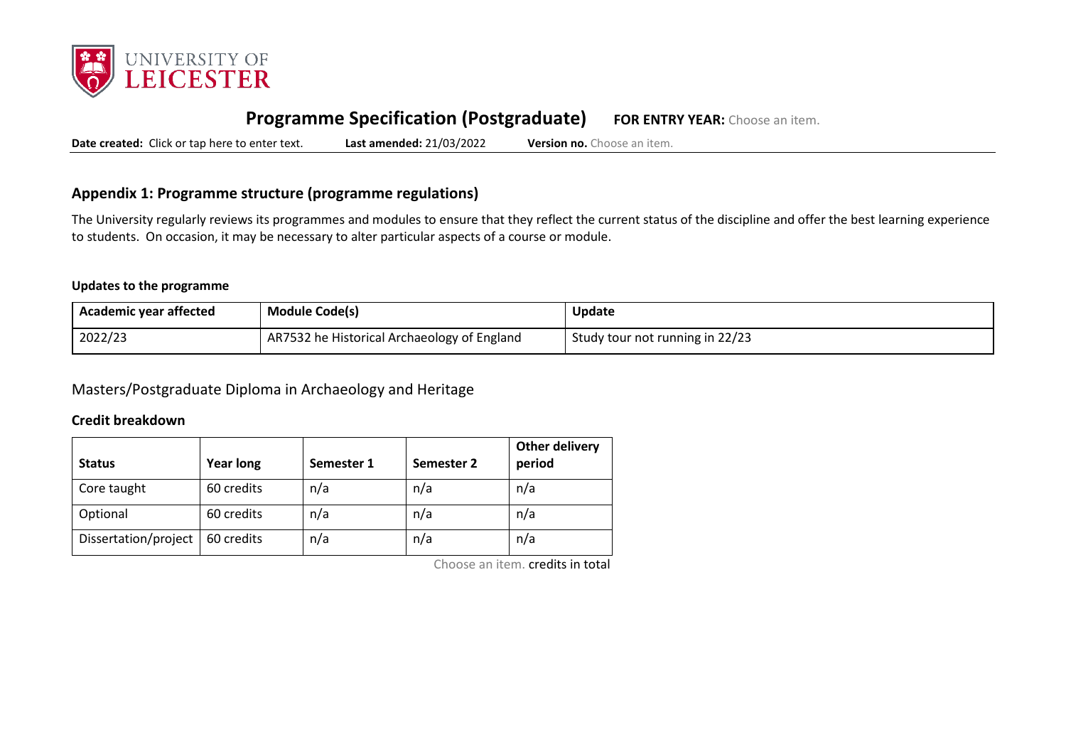# Programme Specification (Postgraduate)

**FOR ENTRY YEAR:** Choose an item.

**Date created:** Click or tap here to enter text. **Last amended:** 21/03/2022 **Version no.** Choose an item.

## Appendix 1: Programme structure (programme regulations)

The University regularly reviews its programmes and modules to ensure that they reflect the current status of the discipline and offer the best learning experience to students. On occasion, it may be necessary to alter particular aspects of a course or module.

**Updates to the programme**

| Academic year affected | Module Code(s) | Update |
|---|---|---|
| 2022/23 | AR7532 he Historical Archaeology of England | Study tour not running in 22/23 |

### Masters/Postgraduate Diploma in Archaeology and Heritage

**Credit breakdown**

| Status | Year long | Semester 1 | Semester 2 | Other delivery period |
|---|---|---|---|---|
| Core taught | 60 credits | n/a | n/a | n/a |
| Optional | 60 credits | n/a | n/a | n/a |
| Dissertation/project | 60 credits | n/a | n/a | n/a |

Choose an item. credits in total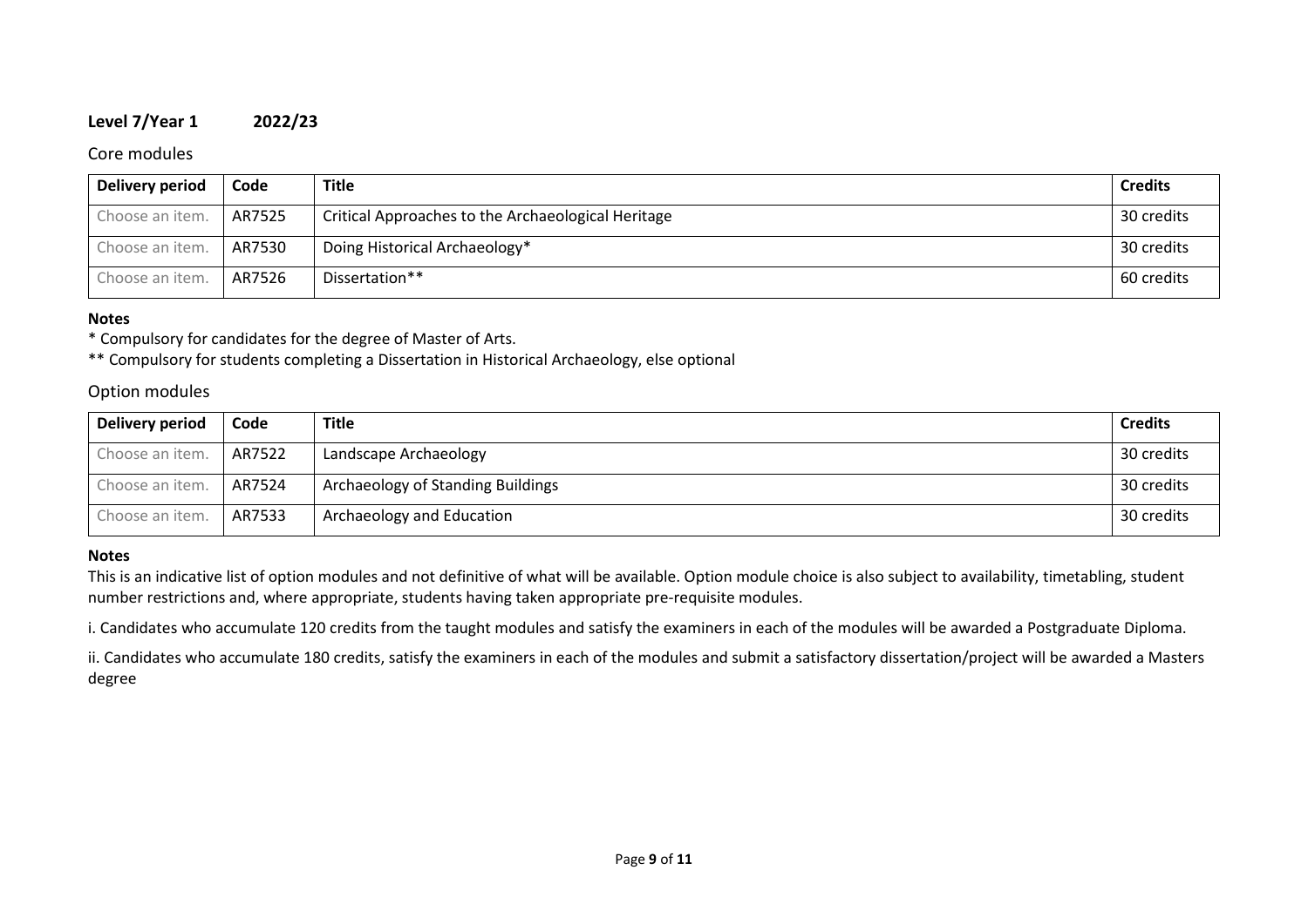**Level 7/Year 1 2022/23**

## Core modules

| Delivery period | Code | Title | Credits |
|---|---|---|---|
| Choose an item. | AR7525 | Critical Approaches to the Archaeological Heritage | 30 credits |
| Choose an item. | AR7530 | Doing Historical Archaeology* | 30 credits |
| Choose an item. | AR7526 | Dissertation** | 60 credits |

**Notes**

* Compulsory for candidates for the degree of Master of Arts.

** Compulsory for students completing a Dissertation in Historical Archaeology, else optional

## Option modules

| Delivery period | Code | Title | Credits |
|---|---|---|---|
| Choose an item. | AR7522 | Landscape Archaeology | 30 credits |
| Choose an item. | AR7524 | Archaeology of Standing Buildings | 30 credits |
| Choose an item. | AR7533 | Archaeology and Education | 30 credits |

**Notes**

This is an indicative list of option modules and not definitive of what will be available. Option module choice is also subject to availability, timetabling, student number restrictions and, where appropriate, students having taken appropriate pre-requisite modules.

i. Candidates who accumulate 120 credits from the taught modules and satisfy the examiners in each of the modules will be awarded a Postgraduate Diploma.

ii. Candidates who accumulate 180 credits, satisfy the examiners in each of the modules and submit a satisfactory dissertation/project will be awarded a Masters degree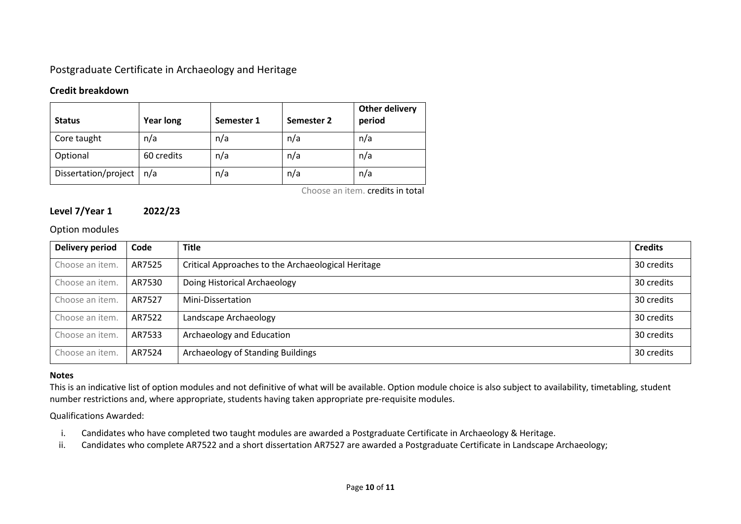## Postgraduate Certificate in Archaeology and Heritage

### Credit breakdown

| Status | Year long | Semester 1 | Semester 2 | Other delivery period |
|---|---|---|---|---|
| Core taught | n/a | n/a | n/a | n/a |
| Optional | 60 credits | n/a | n/a | n/a |
| Dissertation/project | n/a | n/a | n/a | n/a |

Choose an item. credits in total

### Level 7/Year 1 2022/23

Option modules

| Delivery period | Code | Title | Credits |
|---|---|---|---|
| Choose an item. | AR7525 | Critical Approaches to the Archaeological Heritage | 30 credits |
| Choose an item. | AR7530 | Doing Historical Archaeology | 30 credits |
| Choose an item. | AR7527 | Mini-Dissertation | 30 credits |
| Choose an item. | AR7522 | Landscape Archaeology | 30 credits |
| Choose an item. | AR7533 | Archaeology and Education | 30 credits |
| Choose an item. | AR7524 | Archaeology of Standing Buildings | 30 credits |

**Notes**

This is an indicative list of option modules and not definitive of what will be available. Option module choice is also subject to availability, timetabling, student number restrictions and, where appropriate, students having taken appropriate pre-requisite modules.

Qualifications Awarded:

i. Candidates who have completed two taught modules are awarded a Postgraduate Certificate in Archaeology & Heritage.
ii. Candidates who complete AR7522 and a short dissertation AR7527 are awarded a Postgraduate Certificate in Landscape Archaeology;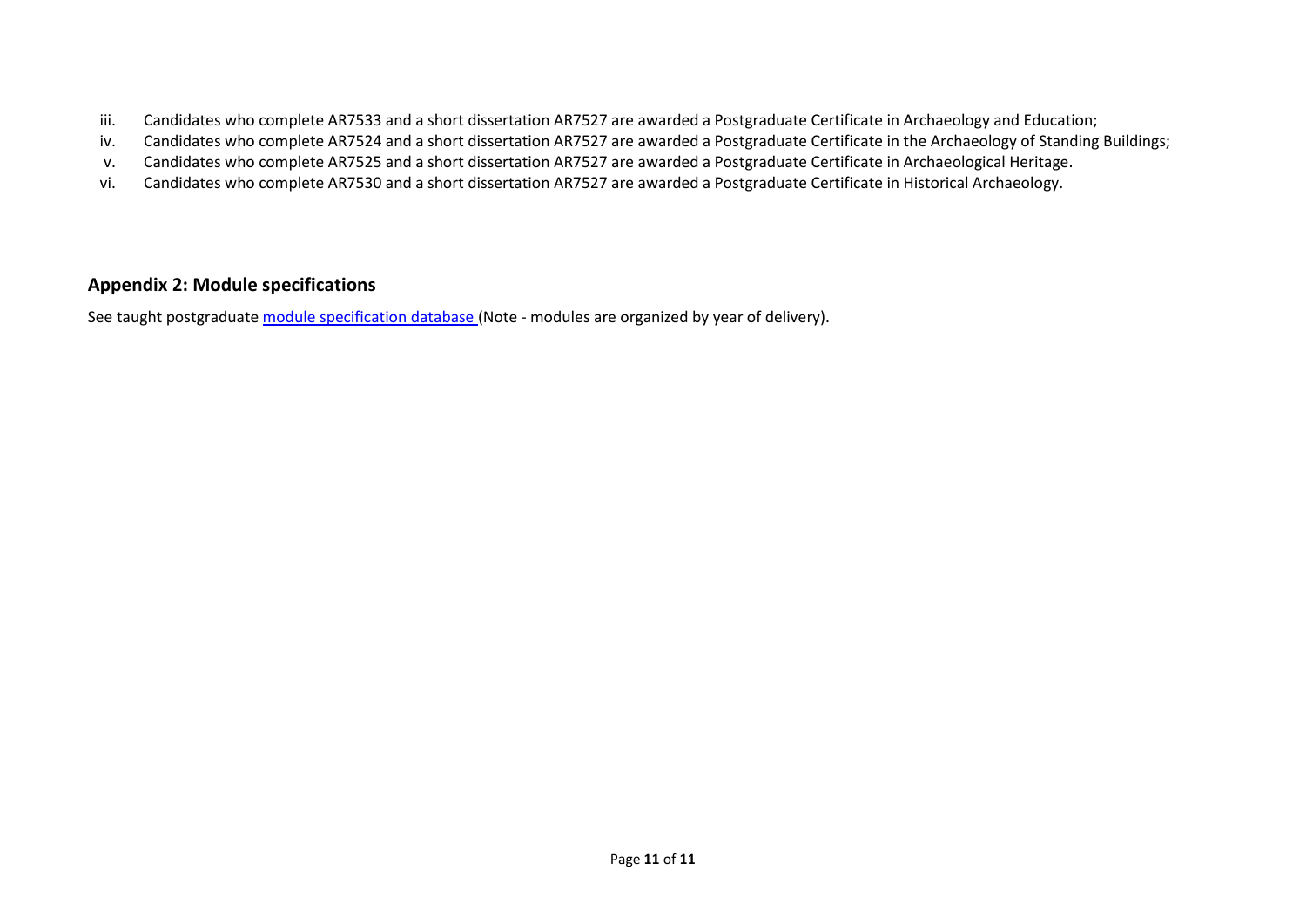iii. Candidates who complete AR7533 and a short dissertation AR7527 are awarded a Postgraduate Certificate in Archaeology and Education;
iv. Candidates who complete AR7524 and a short dissertation AR7527 are awarded a Postgraduate Certificate in the Archaeology of Standing Buildings;
v. Candidates who complete AR7525 and a short dissertation AR7527 are awarded a Postgraduate Certificate in Archaeological Heritage.
vi. Candidates who complete AR7530 and a short dissertation AR7527 are awarded a Postgraduate Certificate in Historical Archaeology.

## Appendix 2: Module specifications

See taught postgraduate module specification database (Note - modules are organized by year of delivery).